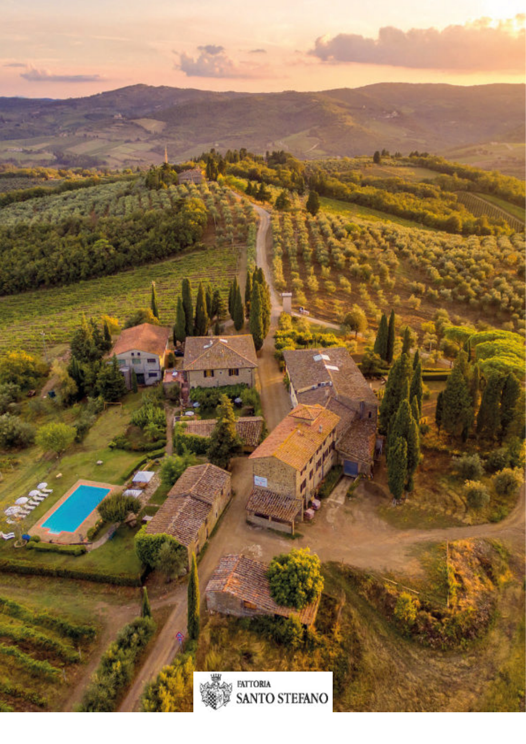FATTORIA

SANTO STEFANO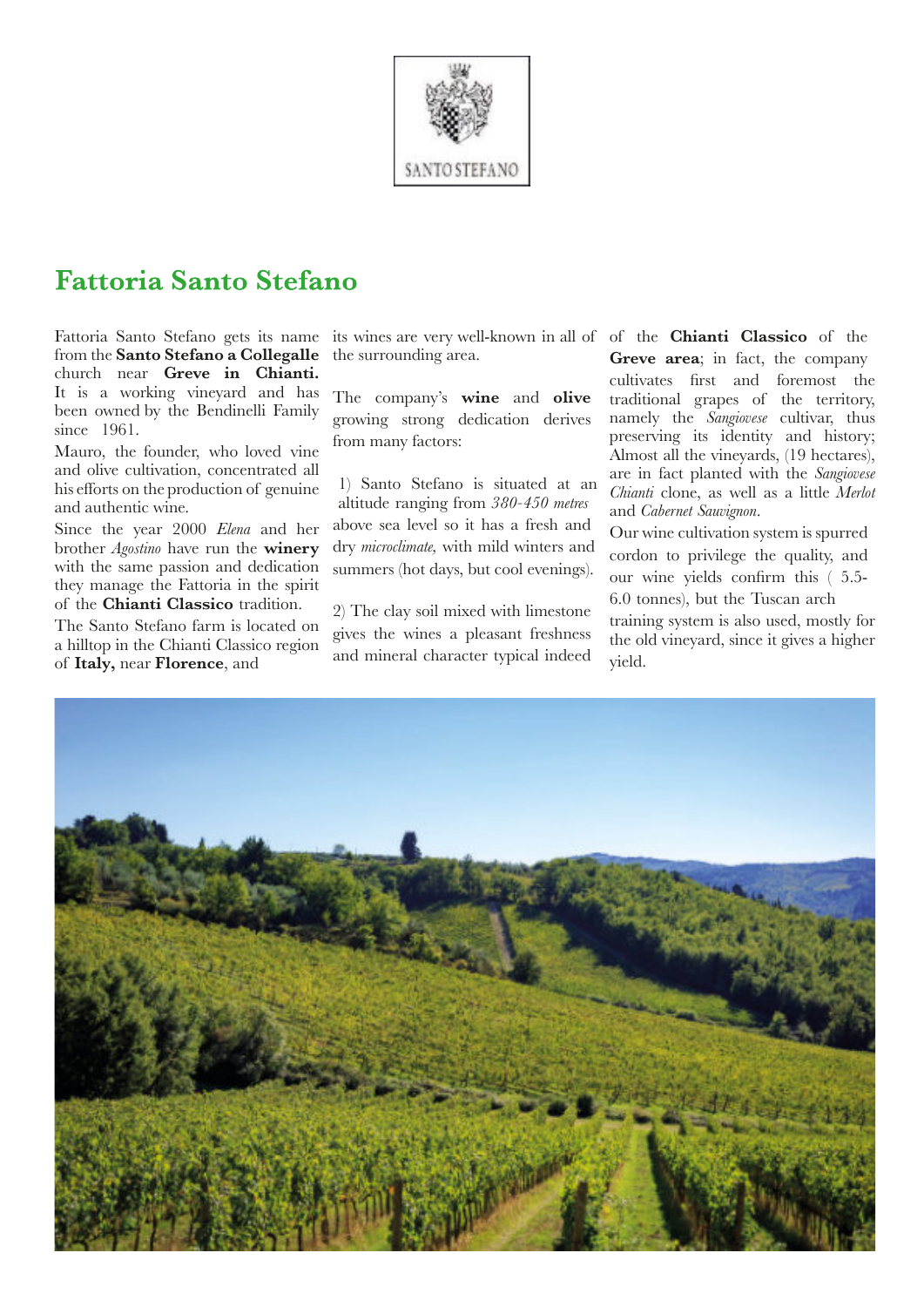# Fattoria Santo Stefano

Fattoria Santo Stefano gets its name from the **Santo Stefano a Collegalle** church near **Greve in Chianti.** It is a working vineyard and has been owned by the Bendinelli Family since 1961.

Mauro, the founder, who loved vine and olive cultivation, concentrated all his efforts on the production of genuine and authentic wine.

Since the year 2000 *Elena* and her brother *Agostino* have run the **winery** with the same passion and dedication they manage the Fattoria in the spirit of the **Chianti Classico** tradition.

The Santo Stefano farm is located on a hilltop in the Chianti Classico region of **Italy,** near **Florence**, and its wines are very well-known in all of the surrounding area.

The company's **wine** and **olive** growing strong dedication derives from many factors:

1) Santo Stefano is situated at an altitude ranging from *380-450 metres* above sea level so it has a fresh and dry *microclimate,* with mild winters and summers (hot days, but cool evenings).

2) The clay soil mixed with limestone gives the wines a pleasant freshness and mineral character typical indeed of the **Chianti Classico** of the **Greve area**; in fact, the company cultivates first and foremost the traditional grapes of the territory, namely the *Sangiovese* cultivar, thus preserving its identity and history; Almost all the vineyards, (19 hectares), are in fact planted with the *Sangiovese Chianti* clone, as well as a little *Merlot* and *Cabernet Sauvignon*.

Our wine cultivation system is spurred cordon to privilege the quality, and our wine yields confirm this ( 5.5-6.0 tonnes), but the Tuscan arch training system is also used, mostly for the old vineyard, since it gives a higher yield.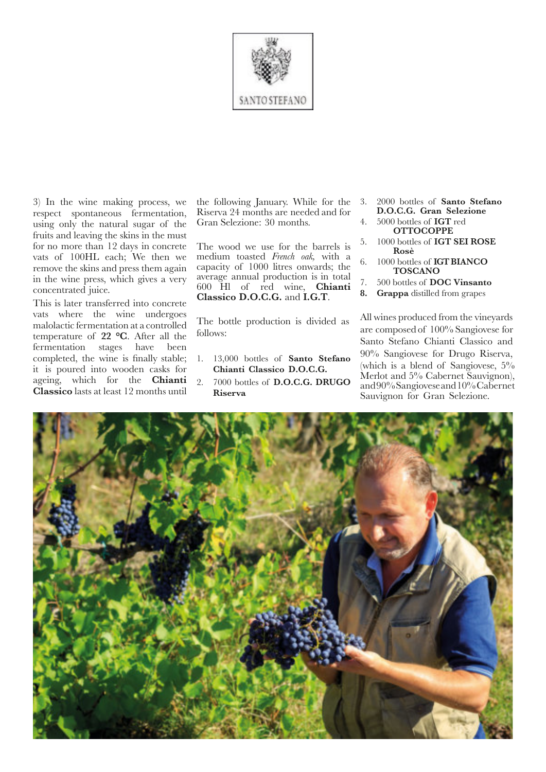SANTO STEFANO

3) In the wine making process, we respect spontaneous fermentation, using only the natural sugar of the fruits and leaving the skins in the must for no more than 12 days in concrete vats of 100HL each; We then we remove the skins and press them again in the wine press, which gives a very concentrated juice.

This is later transferred into concrete vats where the wine undergoes malolactic fermentation at a controlled temperature of **22 °C**. After all the fermentation stages have been completed, the wine is finally stable; it is poured into wooden casks for ageing, which for the **Chianti Classico** lasts at least 12 months until the following January. While for the Riserva 24 months are needed and for Gran Selezione: 30 months.

The wood we use for the barrels is medium toasted *French oak*, with a capacity of 1000 litres onwards; the average annual production is in total 600 Hl of red wine, **Chianti Classico D.O.C.G.** and **I.G.T**.

The bottle production is divided as follows:

1. 13,000 bottles of **Santo Stefano Chianti Classico D.O.C.G.**
2. 7000 bottles of **D.O.C.G. DRUGO Riserva**
3. 2000 bottles of **Santo Stefano D.O.C.G. Gran Selezione**
4. 5000 bottles of **IGT** red **OTTOCOPPE**
5. 1000 bottles of **IGT SEI ROSE Rosè**
6. 1000 bottles of **IGT BIANCO TOSCANO**
7. 500 bottles of **DOC Vinsanto**
8. **Grappa** distilled from grapes

All wines produced from the vineyards are composed of 100% Sangiovese for Santo Stefano Chianti Classico and 90% Sangiovese for Drugo Riserva, (which is a blend of Sangiovese, 5% Merlot and 5% Cabernet Sauvignon), and 90% Sangiovese and 10% Cabernet Sauvignon for Gran Selezione.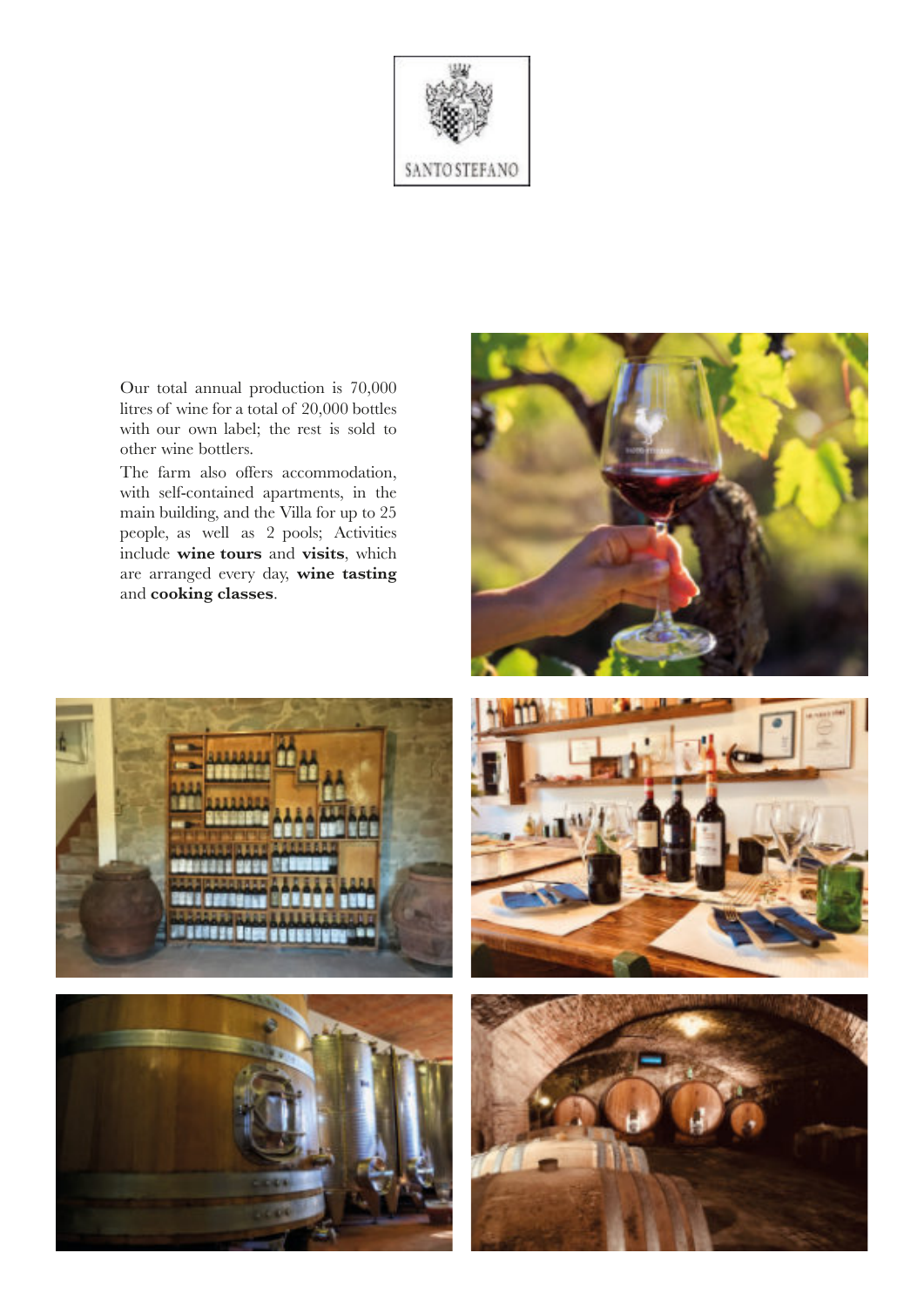SANTO STEFANO

Our total annual production is 70,000 litres of wine for a total of 20,000 bottles with our own label; the rest is sold to other wine bottlers.

The farm also offers accommodation, with self-contained apartments, in the main building, and the Villa for up to 25 people, as well as 2 pools; Activities include **wine tours** and **visits**, which are arranged every day, **wine tasting** and **cooking classes**.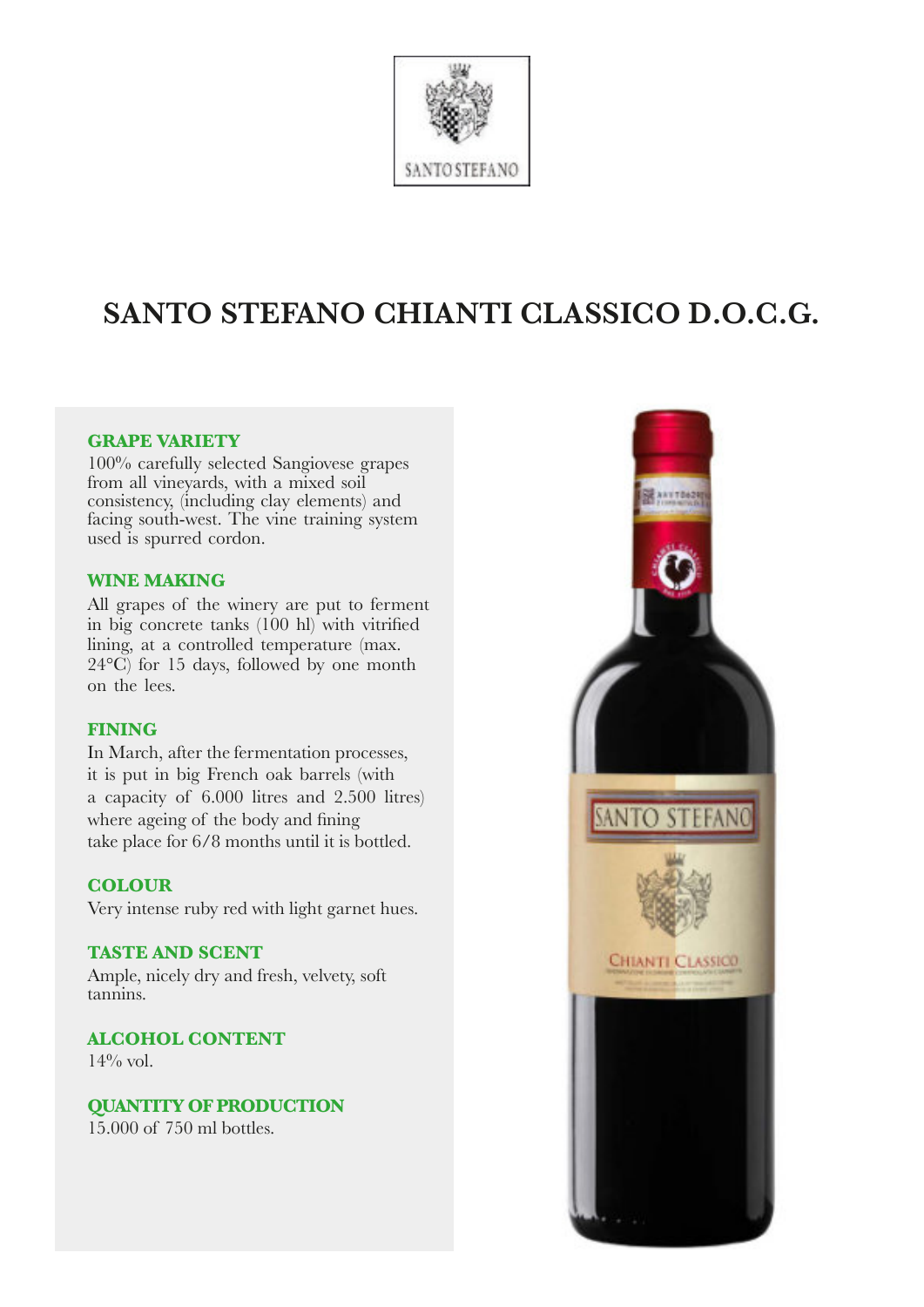# SANTO STEFANO CHIANTI CLASSICO D.O.C.G.

### GRAPE VARIETY

100% carefully selected Sangiovese grapes from all vineyards, with a mixed soil consistency, (including clay elements) and facing south-west. The vine training system used is spurred cordon.

### WINE MAKING

All grapes of the winery are put to ferment in big concrete tanks (100 hl) with vitrified lining, at a controlled temperature (max. 24°C) for 15 days, followed by one month on the lees.

### FINING

In March, after the fermentation processes, it is put in big French oak barrels (with a capacity of 6.000 litres and 2.500 litres) where ageing of the body and fining take place for 6/8 months until it is bottled.

### COLOUR

Very intense ruby red with light garnet hues.

### TASTE AND SCENT

Ample, nicely dry and fresh, velvety, soft tannins.

### ALCOHOL CONTENT

14% vol.

### QUANTITY OF PRODUCTION

15.000 of 750 ml bottles.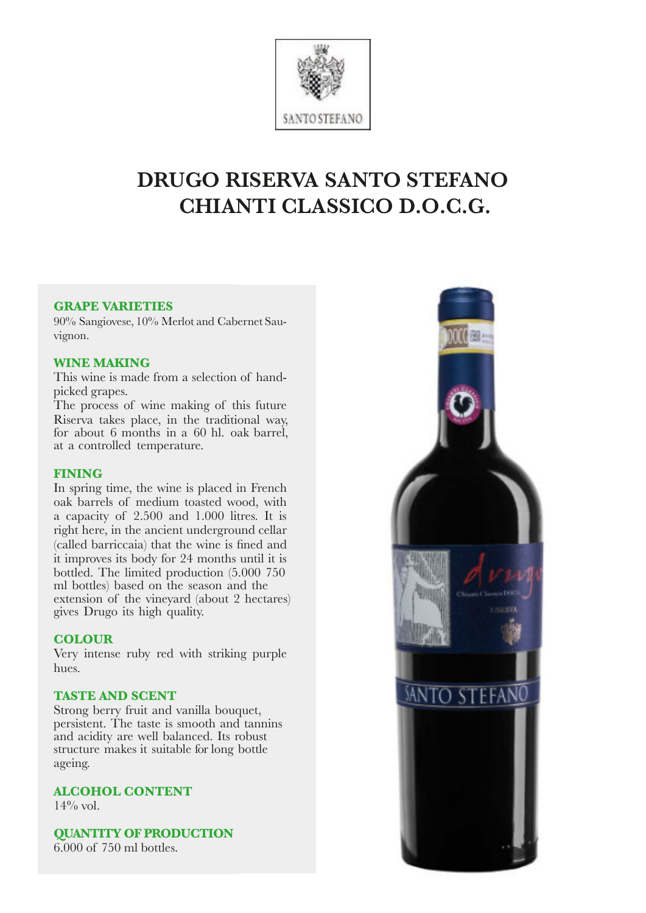SANTO STEFANO

# DRUGO RISERVA SANTO STEFANO CHIANTI CLASSICO D.O.C.G.

### GRAPE VARIETIES

90% Sangiovese, 10% Merlot and Cabernet Sauvignon.

### WINE MAKING

This wine is made from a selection of handpicked grapes.
The process of wine making of this future Riserva takes place, in the traditional way, for about 6 months in a 60 hl. oak barrel, at a controlled temperature.

### FINING

In spring time, the wine is placed in French oak barrels of medium toasted wood, with a capacity of 2.500 and 1.000 litres. It is right here, in the ancient underground cellar (called barriccaia) that the wine is fined and it improves its body for 24 months until it is bottled. The limited production (5.000 750 ml bottles) based on the season and the extension of the vineyard (about 2 hectares) gives Drugo its high quality.

### COLOUR

Very intense ruby red with striking purple hues.

### TASTE AND SCENT

Strong berry fruit and vanilla bouquet, persistent. The taste is smooth and tannins and acidity are well balanced. Its robust structure makes it suitable for long bottle ageing.

### ALCOHOL CONTENT

14% vol.

### QUANTITY OF PRODUCTION

6.000 of 750 ml bottles.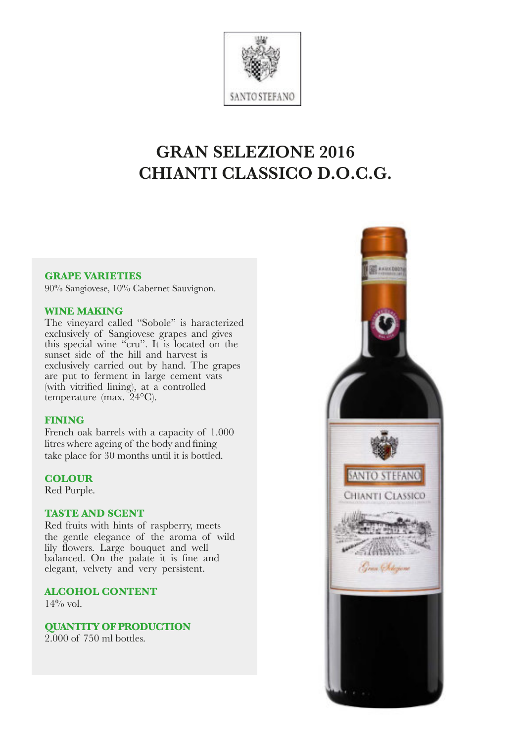SANTO STEFANO

# GRAN SELEZIONE 2016
# CHIANTI CLASSICO D.O.C.G.

### GRAPE VARIETIES
90% Sangiovese, 10% Cabernet Sauvignon.

### WINE MAKING
The vineyard called "Sobole" is haracterized exclusively of Sangiovese grapes and gives this special wine "cru". It is located on the sunset side of the hill and harvest is exclusively carried out by hand. The grapes are put to ferment in large cement vats (with vitrified lining), at a controlled temperature (max. 24°C).

### FINING
French oak barrels with a capacity of 1.000 litres where ageing of the body and fining take place for 30 months until it is bottled.

### COLOUR
Red Purple.

### TASTE AND SCENT
Red fruits with hints of raspberry, meets the gentle elegance of the aroma of wild lily flowers. Large bouquet and well balanced. On the palate it is fine and elegant, velvety and very persistent.

### ALCOHOL CONTENT
14% vol.

### QUANTITY OF PRODUCTION
2.000 of 750 ml bottles.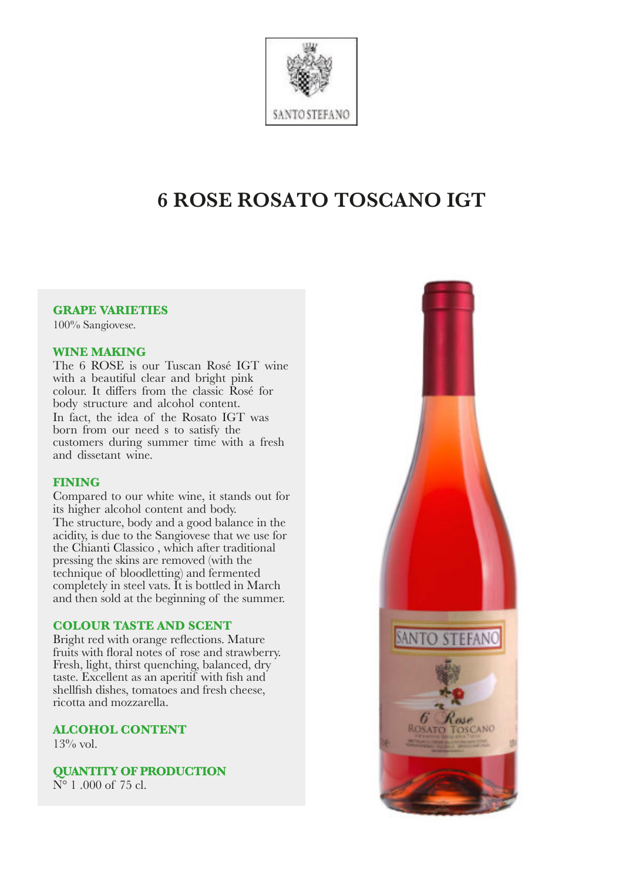SANTO STEFANO

# 6 ROSE ROSATO TOSCANO IGT

**GRAPE VARIETIES**
100% Sangiovese.

**WINE MAKING**
The 6 ROSE is our Tuscan Rosé IGT wine with a beautiful clear and bright pink colour. It differs from the classic Rosé for body structure and alcohol content.
In fact, the idea of the Rosato IGT was born from our need s to satisfy the customers during summer time with a fresh and dissetant wine.

**FINING**
Compared to our white wine, it stands out for its higher alcohol content and body.
The structure, body and a good balance in the acidity, is due to the Sangiovese that we use for the Chianti Classico , which after traditional pressing the skins are removed (with the technique of bloodletting) and fermented completely in steel vats. It is bottled in March and then sold at the beginning of the summer.

**COLOUR TASTE AND SCENT**
Bright red with orange reflections. Mature fruits with floral notes of rose and strawberry. Fresh, light, thirst quenching, balanced, dry taste. Excellent as an aperitif with fish and shellfish dishes, tomatoes and fresh cheese, ricotta and mozzarella.

**ALCOHOL CONTENT**
13% vol.

**QUANTITY OF PRODUCTION**
N° 1 .000 of 75 cl.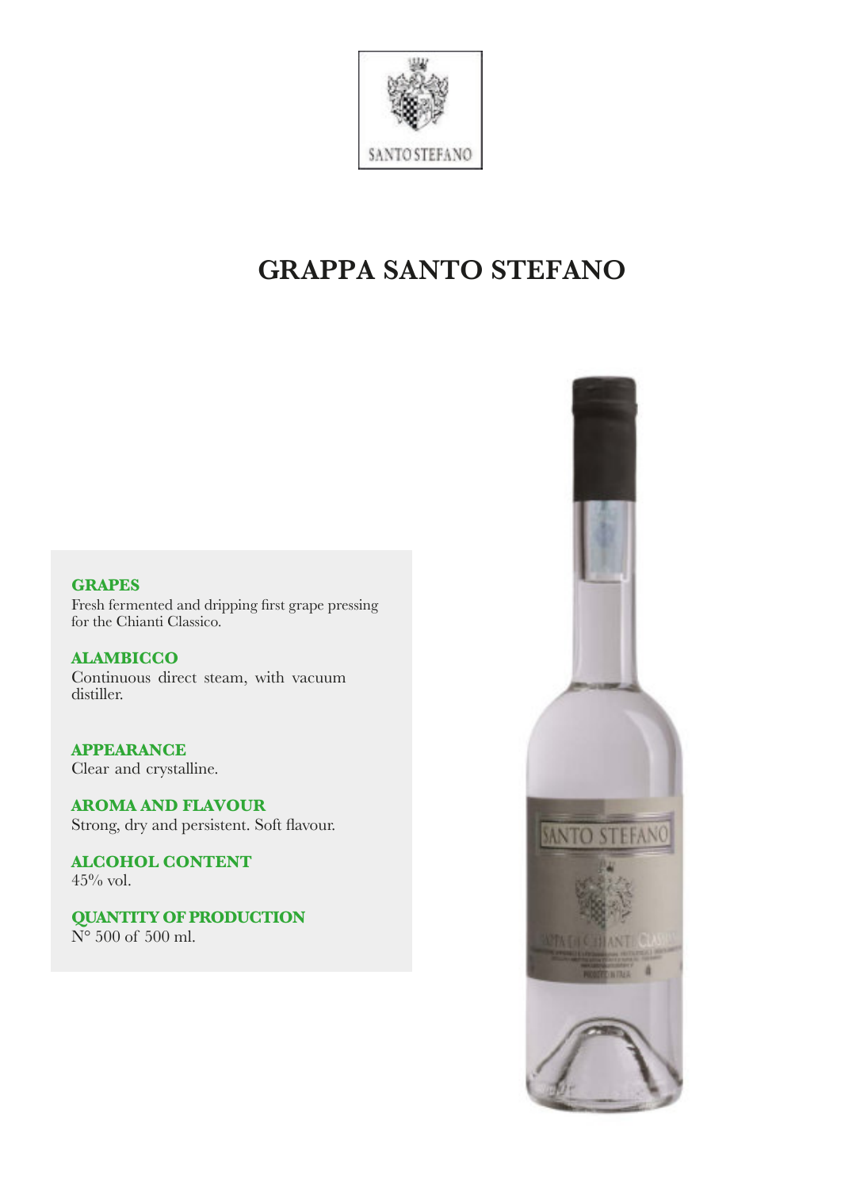SANTO STEFANO

# GRAPPA SANTO STEFANO

**GRAPES**
Fresh fermented and dripping first grape pressing for the Chianti Classico.

**ALAMBICCO**
Continuous direct steam, with vacuum distiller.

**APPEARANCE**
Clear and crystalline.

**AROMA AND FLAVOUR**
Strong, dry and persistent. Soft flavour.

**ALCOHOL CONTENT**
45% vol.

**QUANTITY OF PRODUCTION**
N° 500 of 500 ml.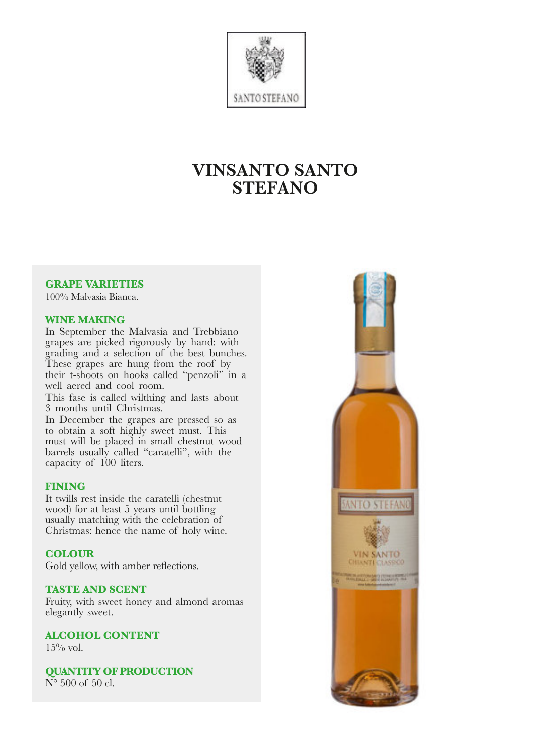SANTO STEFANO

# VINSANTO SANTO STEFANO

### GRAPE VARIETIES

100% Malvasia Bianca.

### WINE MAKING

In September the Malvasia and Trebbiano grapes are picked rigorously by hand: with grading and a selection of the best bunches. These grapes are hung from the roof by their t-shoots on hooks called "penzoli" in a well aered and cool room.

This fase is called wilthing and lasts about 3 months until Christmas.

In December the grapes are pressed so as to obtain a soft highly sweet must. This must will be placed in small chestnut wood barrels usually called "caratelli", with the capacity of 100 liters.

### FINING

It twills rest inside the caratelli (chestnut wood) for at least 5 years until bottling usually matching with the celebration of Christmas: hence the name of holy wine.

### COLOUR

Gold yellow, with amber reflections.

### TASTE AND SCENT

Fruity, with sweet honey and almond aromas elegantly sweet.

### ALCOHOL CONTENT

15% vol.

### QUANTITY OF PRODUCTION

N° 500 of 50 cl.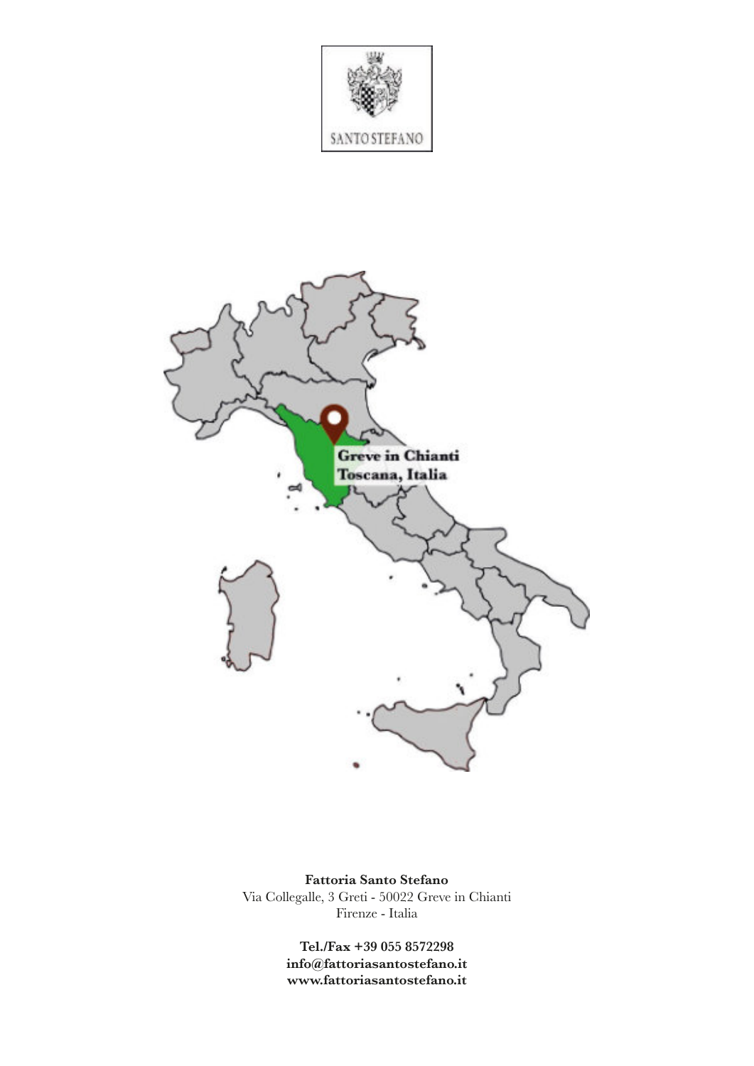SANTO STEFANO

Greve in Chianti
Toscana, Italia

**Fattoria Santo Stefano**
Via Collegalle, 3 Greti - 50022 Greve in Chianti
Firenze - Italia

**Tel./Fax +39 055 8572298**
**info@fattoriasantostefano.it**
**www.fattoriasantostefano.it**